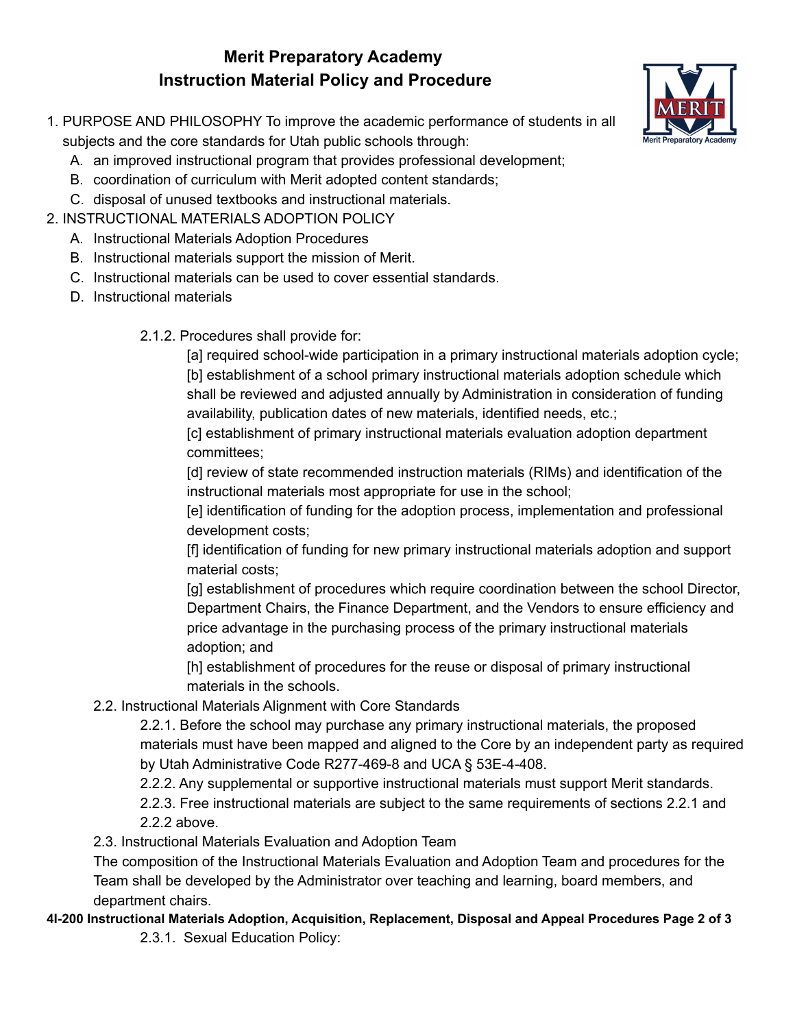# Merit Preparatory Academy
# Instruction Material Policy and Procedure

1. PURPOSE AND PHILOSOPHY To improve the academic performance of students in all subjects and the core standards for Utah public schools through:
   - A. an improved instructional program that provides professional development;
   - B. coordination of curriculum with Merit adopted content standards;
   - C. disposal of unused textbooks and instructional materials.
2. INSTRUCTIONAL MATERIALS ADOPTION POLICY
   - A. Instructional Materials Adoption Procedures
   - B. Instructional materials support the mission of Merit.
   - C. Instructional materials can be used to cover essential standards.
   - D. Instructional materials

2.1.2. Procedures shall provide for:

[a] required school-wide participation in a primary instructional materials adoption cycle;

[b] establishment of a school primary instructional materials adoption schedule which shall be reviewed and adjusted annually by Administration in consideration of funding availability, publication dates of new materials, identified needs, etc.;

[c] establishment of primary instructional materials evaluation adoption department committees;

[d] review of state recommended instruction materials (RIMs) and identification of the instructional materials most appropriate for use in the school;

[e] identification of funding for the adoption process, implementation and professional development costs;

[f] identification of funding for new primary instructional materials adoption and support material costs;

[g] establishment of procedures which require coordination between the school Director, Department Chairs, the Finance Department, and the Vendors to ensure efficiency and price advantage in the purchasing process of the primary instructional materials adoption; and

[h] establishment of procedures for the reuse or disposal of primary instructional materials in the schools.

2.2. Instructional Materials Alignment with Core Standards

2.2.1. Before the school may purchase any primary instructional materials, the proposed materials must have been mapped and aligned to the Core by an independent party as required by Utah Administrative Code R277-469-8 and UCA § 53E-4-408.

2.2.2. Any supplemental or supportive instructional materials must support Merit standards.

2.2.3. Free instructional materials are subject to the same requirements of sections 2.2.1 and 2.2.2 above.

2.3. Instructional Materials Evaluation and Adoption Team

The composition of the Instructional Materials Evaluation and Adoption Team and procedures for the Team shall be developed by the Administrator over teaching and learning, board members, and department chairs.

2.3.1. Sexual Education Policy: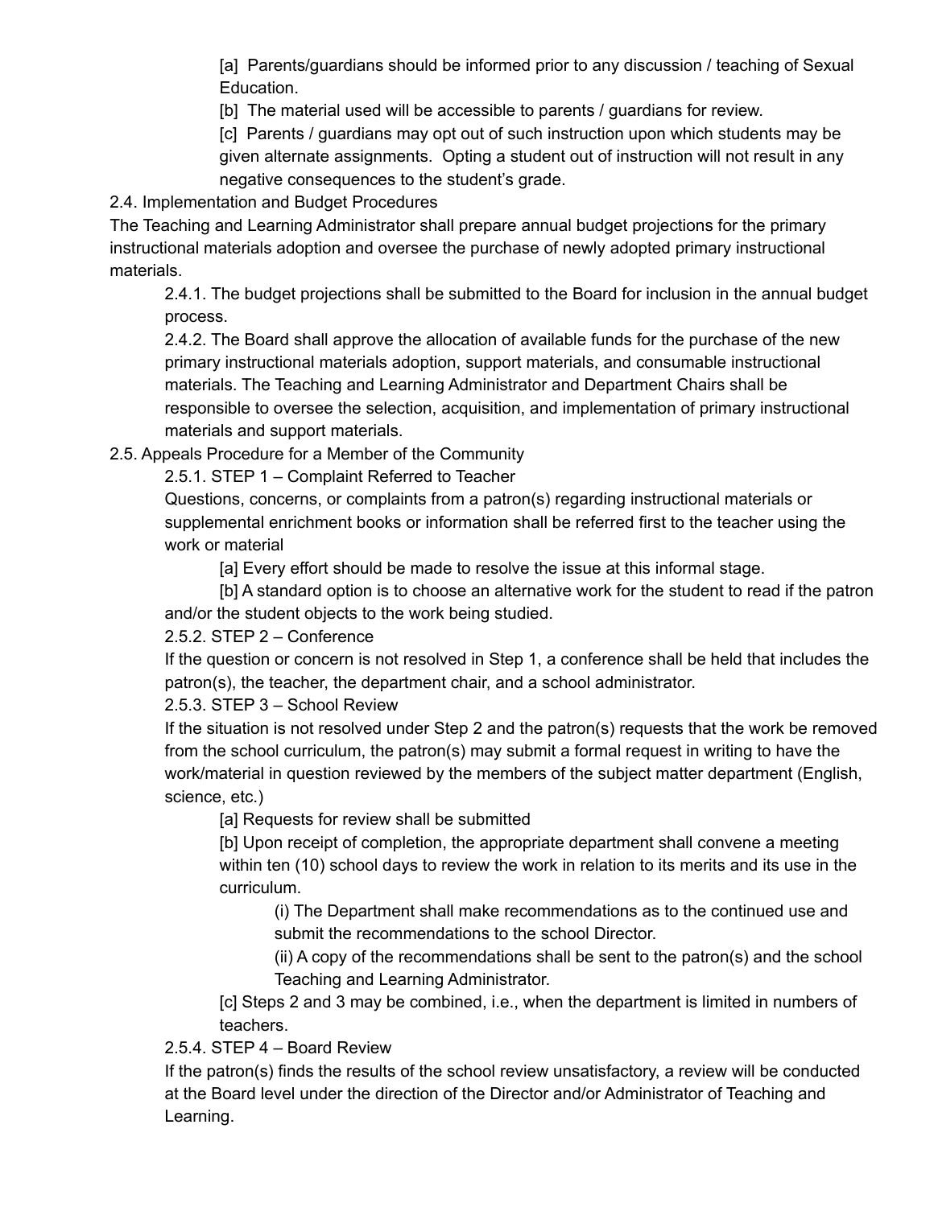[a] Parents/guardians should be informed prior to any discussion / teaching of Sexual Education.

[b] The material used will be accessible to parents / guardians for review.

[c] Parents / guardians may opt out of such instruction upon which students may be given alternate assignments. Opting a student out of instruction will not result in any negative consequences to the student's grade.

2.4. Implementation and Budget Procedures

The Teaching and Learning Administrator shall prepare annual budget projections for the primary instructional materials adoption and oversee the purchase of newly adopted primary instructional materials.

2.4.1. The budget projections shall be submitted to the Board for inclusion in the annual budget process.

2.4.2. The Board shall approve the allocation of available funds for the purchase of the new primary instructional materials adoption, support materials, and consumable instructional materials. The Teaching and Learning Administrator and Department Chairs shall be responsible to oversee the selection, acquisition, and implementation of primary instructional materials and support materials.

2.5. Appeals Procedure for a Member of the Community

2.5.1. STEP 1 – Complaint Referred to Teacher

Questions, concerns, or complaints from a patron(s) regarding instructional materials or supplemental enrichment books or information shall be referred first to the teacher using the work or material

[a] Every effort should be made to resolve the issue at this informal stage.

[b] A standard option is to choose an alternative work for the student to read if the patron and/or the student objects to the work being studied.

2.5.2. STEP 2 – Conference

If the question or concern is not resolved in Step 1, a conference shall be held that includes the patron(s), the teacher, the department chair, and a school administrator.

2.5.3. STEP 3 – School Review

If the situation is not resolved under Step 2 and the patron(s) requests that the work be removed from the school curriculum, the patron(s) may submit a formal request in writing to have the work/material in question reviewed by the members of the subject matter department (English, science, etc.)

[a] Requests for review shall be submitted

[b] Upon receipt of completion, the appropriate department shall convene a meeting within ten (10) school days to review the work in relation to its merits and its use in the curriculum.

(i) The Department shall make recommendations as to the continued use and submit the recommendations to the school Director.

(ii) A copy of the recommendations shall be sent to the patron(s) and the school Teaching and Learning Administrator.

[c] Steps 2 and 3 may be combined, i.e., when the department is limited in numbers of teachers.

2.5.4. STEP 4 – Board Review

If the patron(s) finds the results of the school review unsatisfactory, a review will be conducted at the Board level under the direction of the Director and/or Administrator of Teaching and Learning.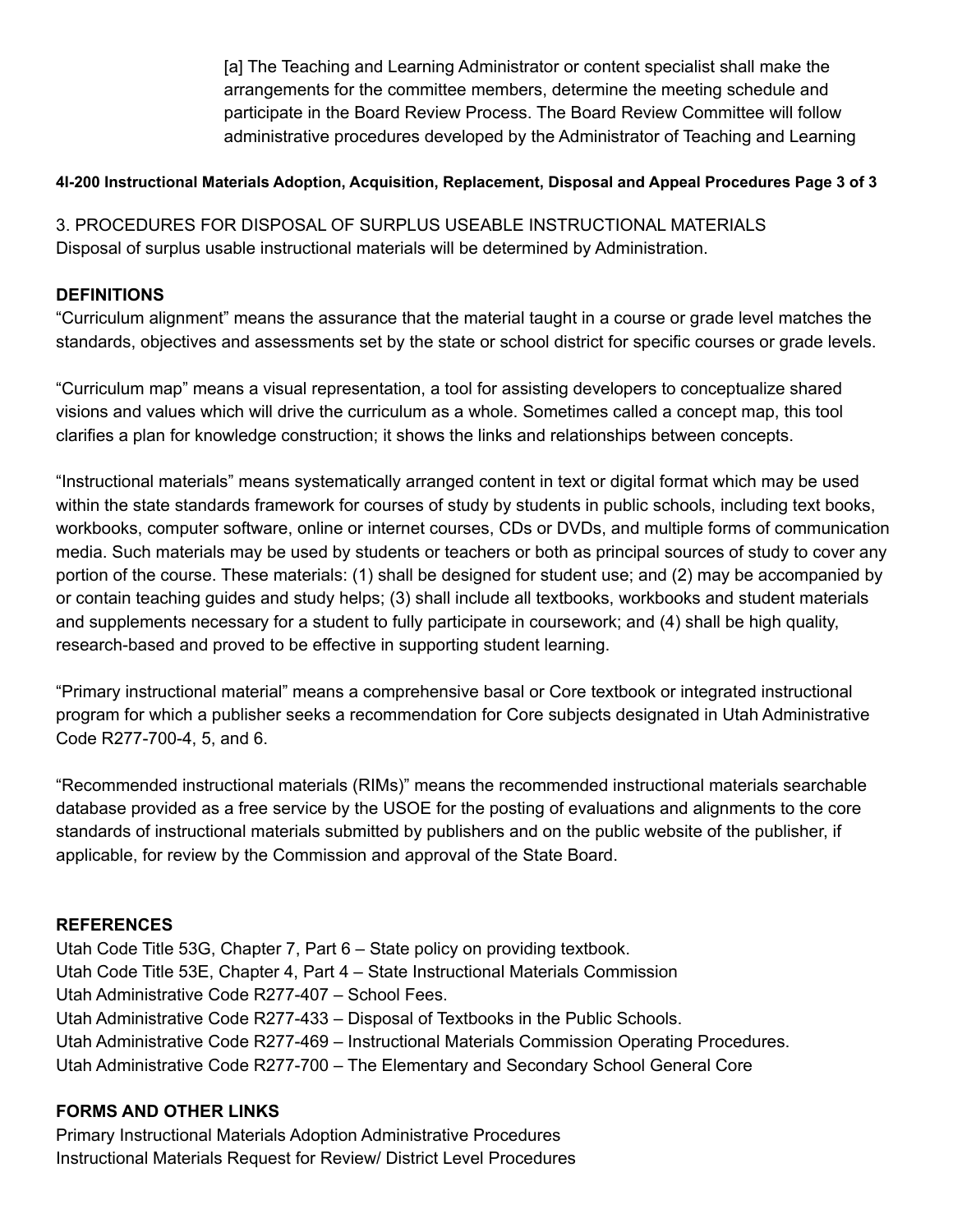[a] The Teaching and Learning Administrator or content specialist shall make the arrangements for the committee members, determine the meeting schedule and participate in the Board Review Process. The Board Review Committee will follow administrative procedures developed by the Administrator of Teaching and Learning

3. PROCEDURES FOR DISPOSAL OF SURPLUS USEABLE INSTRUCTIONAL MATERIALS
Disposal of surplus usable instructional materials will be determined by Administration.

## DEFINITIONS

“Curriculum alignment” means the assurance that the material taught in a course or grade level matches the standards, objectives and assessments set by the state or school district for specific courses or grade levels.

“Curriculum map” means a visual representation, a tool for assisting developers to conceptualize shared visions and values which will drive the curriculum as a whole. Sometimes called a concept map, this tool clarifies a plan for knowledge construction; it shows the links and relationships between concepts.

“Instructional materials” means systematically arranged content in text or digital format which may be used within the state standards framework for courses of study by students in public schools, including text books, workbooks, computer software, online or internet courses, CDs or DVDs, and multiple forms of communication media. Such materials may be used by students or teachers or both as principal sources of study to cover any portion of the course. These materials: (1) shall be designed for student use; and (2) may be accompanied by or contain teaching guides and study helps; (3) shall include all textbooks, workbooks and student materials and supplements necessary for a student to fully participate in coursework; and (4) shall be high quality, research-based and proved to be effective in supporting student learning.

“Primary instructional material” means a comprehensive basal or Core textbook or integrated instructional program for which a publisher seeks a recommendation for Core subjects designated in Utah Administrative Code R277-700-4, 5, and 6.

“Recommended instructional materials (RIMs)” means the recommended instructional materials searchable database provided as a free service by the USOE for the posting of evaluations and alignments to the core standards of instructional materials submitted by publishers and on the public website of the publisher, if applicable, for review by the Commission and approval of the State Board.

## REFERENCES

Utah Code Title 53G, Chapter 7, Part 6 – State policy on providing textbook.
Utah Code Title 53E, Chapter 4, Part 4 – State Instructional Materials Commission
Utah Administrative Code R277-407 – School Fees.
Utah Administrative Code R277-433 – Disposal of Textbooks in the Public Schools.
Utah Administrative Code R277-469 – Instructional Materials Commission Operating Procedures.
Utah Administrative Code R277-700 – The Elementary and Secondary School General Core

## FORMS AND OTHER LINKS

Primary Instructional Materials Adoption Administrative Procedures
Instructional Materials Request for Review/ District Level Procedures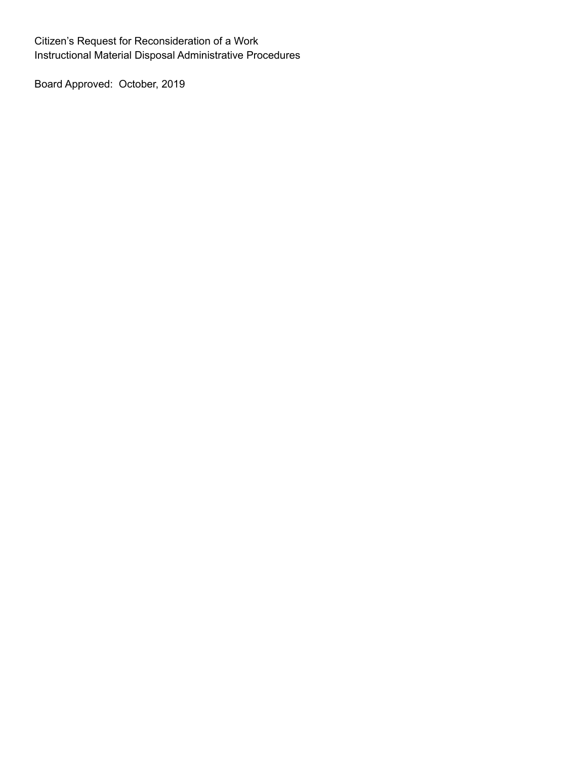Citizen's Request for Reconsideration of a Work
Instructional Material Disposal Administrative Procedures

Board Approved: October, 2019